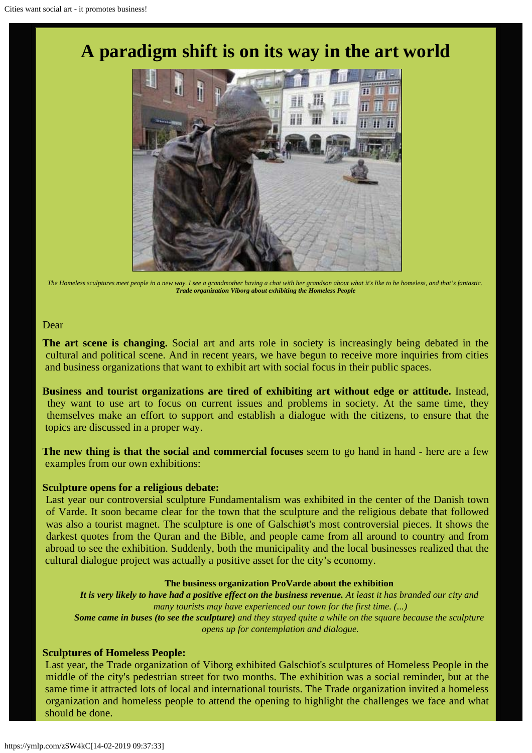# A paradigm shift is on its way in the art world

*The Homeless sculptures meet people in a new way. I see a grandmother having a chat with her grandson about what it's like to be homeless, and that's fantastic.*
***Trade organization Viborg about exhibiting the Homeless People***

Dear

**The art scene is changing.** Social art and arts role in society is increasingly being debated in the cultural and political scene. And in recent years, we have begun to receive more inquiries from cities and business organizations that want to exhibit art with social focus in their public spaces.

**Business and tourist organizations are tired of exhibiting art without edge or attitude.** Instead, they want to use art to focus on current issues and problems in society. At the same time, they themselves make an effort to support and establish a dialogue with the citizens, to ensure that the topics are discussed in a proper way.

**The new thing is that the social and commercial focuses** seem to go hand in hand - here are a few examples from our own exhibitions:

**Sculpture opens for a religious debate:**
Last year our controversial sculpture Fundamentalism was exhibited in the center of the Danish town of Varde. It soon became clear for the town that the sculpture and the religious debate that followed was also a tourist magnet. The sculpture is one of Galschiøt's most controversial pieces. It shows the darkest quotes from the Quran and the Bible, and people came from all around to country and from abroad to see the exhibition. Suddenly, both the municipality and the local businesses realized that the cultural dialogue project was actually a positive asset for the city's economy.

**The business organization ProVarde about the exhibition**
***It is very likely to have had a positive effect on the business revenue.*** *At least it has branded our city and many tourists may have experienced our town for the first time. (...)*
***Some came in buses (to see the sculpture)*** *and they stayed quite a while on the square because the sculpture opens up for contemplation and dialogue.*

**Sculptures of Homeless People:**
Last year, the Trade organization of Viborg exhibited Galschiot's sculptures of Homeless People in the middle of the city's pedestrian street for two months. The exhibition was a social reminder, but at the same time it attracted lots of local and international tourists. The Trade organization invited a homeless organization and homeless people to attend the opening to highlight the challenges we face and what should be done.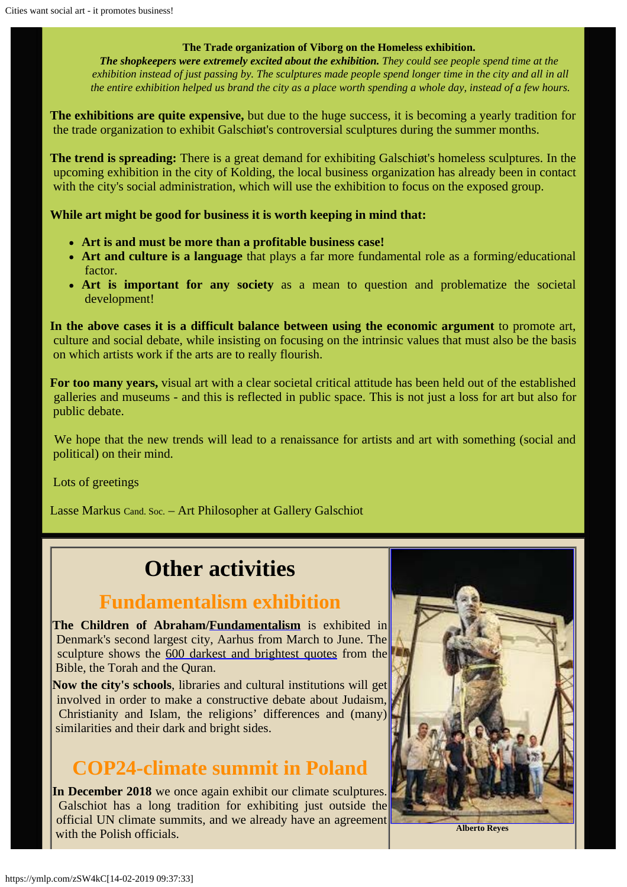**The Trade organization of Viborg on the Homeless exhibition.**
***The shopkeepers were extremely excited about the exhibition.*** *They could see people spend time at the exhibition instead of just passing by. The sculptures made people spend longer time in the city and all in all the entire exhibition helped us brand the city as a place worth spending a whole day, instead of a few hours.*

**The exhibitions are quite expensive,** but due to the huge success, it is becoming a yearly tradition for the trade organization to exhibit Galschiøt's controversial sculptures during the summer months.

**The trend is spreading:** There is a great demand for exhibiting Galschiøt's homeless sculptures. In the upcoming exhibition in the city of Kolding, the local business organization has already been in contact with the city's social administration, which will use the exhibition to focus on the exposed group.

**While art might be good for business it is worth keeping in mind that:**

- **Art is and must be more than a profitable business case!**
- **Art and culture is a language** that plays a far more fundamental role as a forming/educational factor.
- **Art is important for any society** as a mean to question and problematize the societal development!

**In the above cases it is a difficult balance between using the economic argument** to promote art, culture and social debate, while insisting on focusing on the intrinsic values that must also be the basis on which artists work if the arts are to really flourish.

**For too many years,** visual art with a clear societal critical attitude has been held out of the established galleries and museums - and this is reflected in public space. This is not just a loss for art but also for public debate.

We hope that the new trends will lead to a renaissance for artists and art with something (social and political) on their mind.

Lots of greetings

Lasse Markus Cand. Soc. – Art Philosopher at Gallery Galschiot

# Other activities

## Fundamentalism exhibition

**The Children of Abraham/Fundamentalism** is exhibited in Denmark's second largest city, Aarhus from March to June. The sculpture shows the 600 darkest and brightest quotes from the Bible, the Torah and the Quran.

**Now the city's schools**, libraries and cultural institutions will get involved in order to make a constructive debate about Judaism, Christianity and Islam, the religions' differences and (many) similarities and their dark and bright sides.

Alberto Reyes

## COP24-climate summit in Poland

**In December 2018** we once again exhibit our climate sculptures. Galschiot has a long tradition for exhibiting just outside the official UN climate summits, and we already have an agreement with the Polish officials.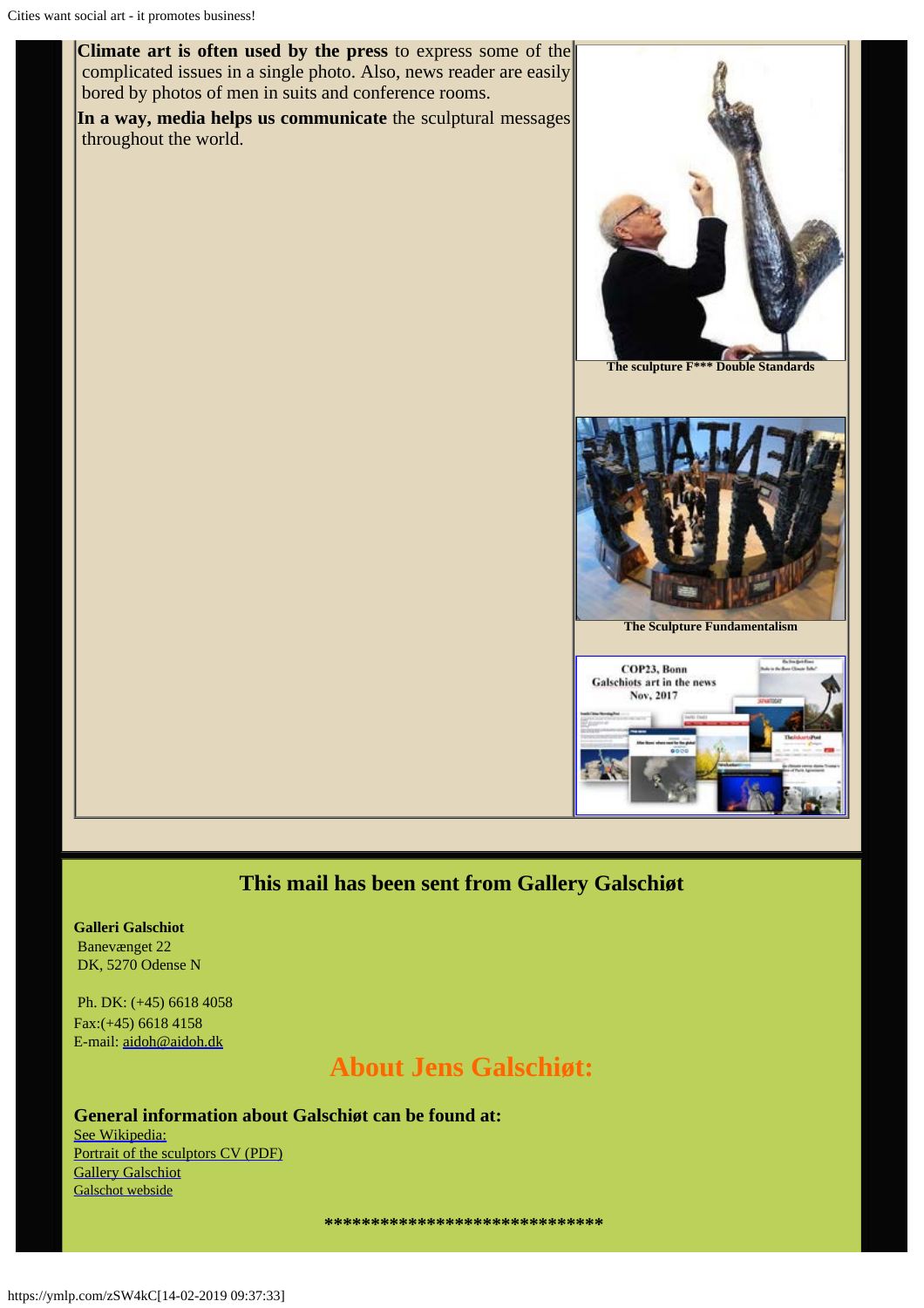**Climate art is often used by the press** to express some of the complicated issues in a single photo. Also, news reader are easily bored by photos of men in suits and conference rooms.

**In a way, media helps us communicate** the sculptural messages throughout the world.

**The sculpture F*** Double Standards**

**The Sculpture Fundamentalism**

COP23, Bonn
Galschiots art in the news
Nov, 2017

## This mail has been sent from Gallery Galschiøt

**Galleri Galschiot**
Banevænget 22
DK, 5270 Odense N

Ph. DK: (+45) 6618 4058
Fax:(+45) 6618 4158
E-mail: aidoh@aidoh.dk

## About Jens Galschiøt:

**General information about Galschiøt can be found at:**
See Wikipedia:
Portrait of the sculptors CV (PDF)
Gallery Galschiot
Galschot webside

******************************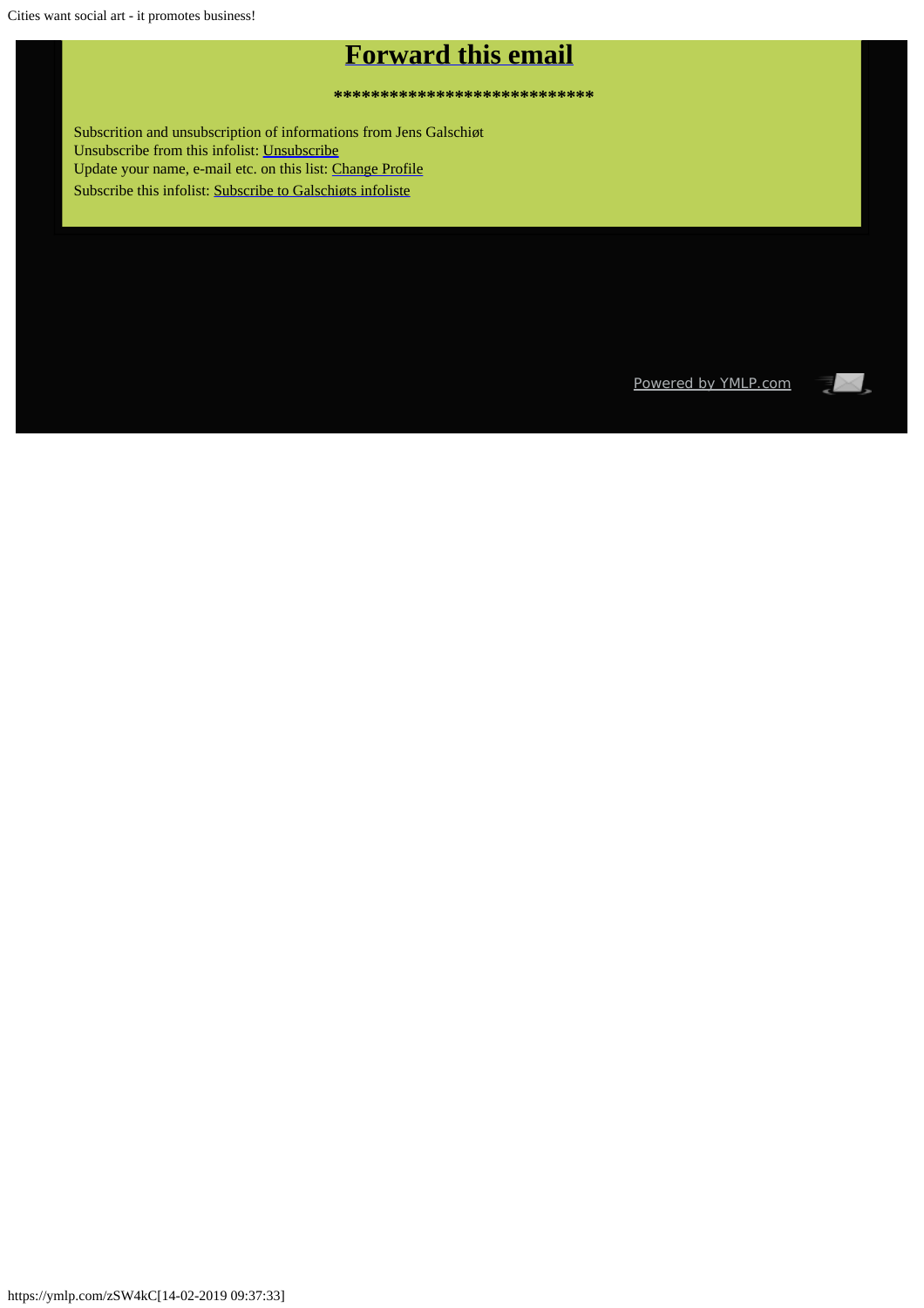## Forward this email

****************************

Subscrition and unsubscription of informations from Jens Galschiøt
Unsubscribe from this infolist: Unsubscribe
Update your name, e-mail etc. on this list: Change Profile
Subscribe this infolist: Subscribe to Galschiøts infoliste

Powered by YMLP.com